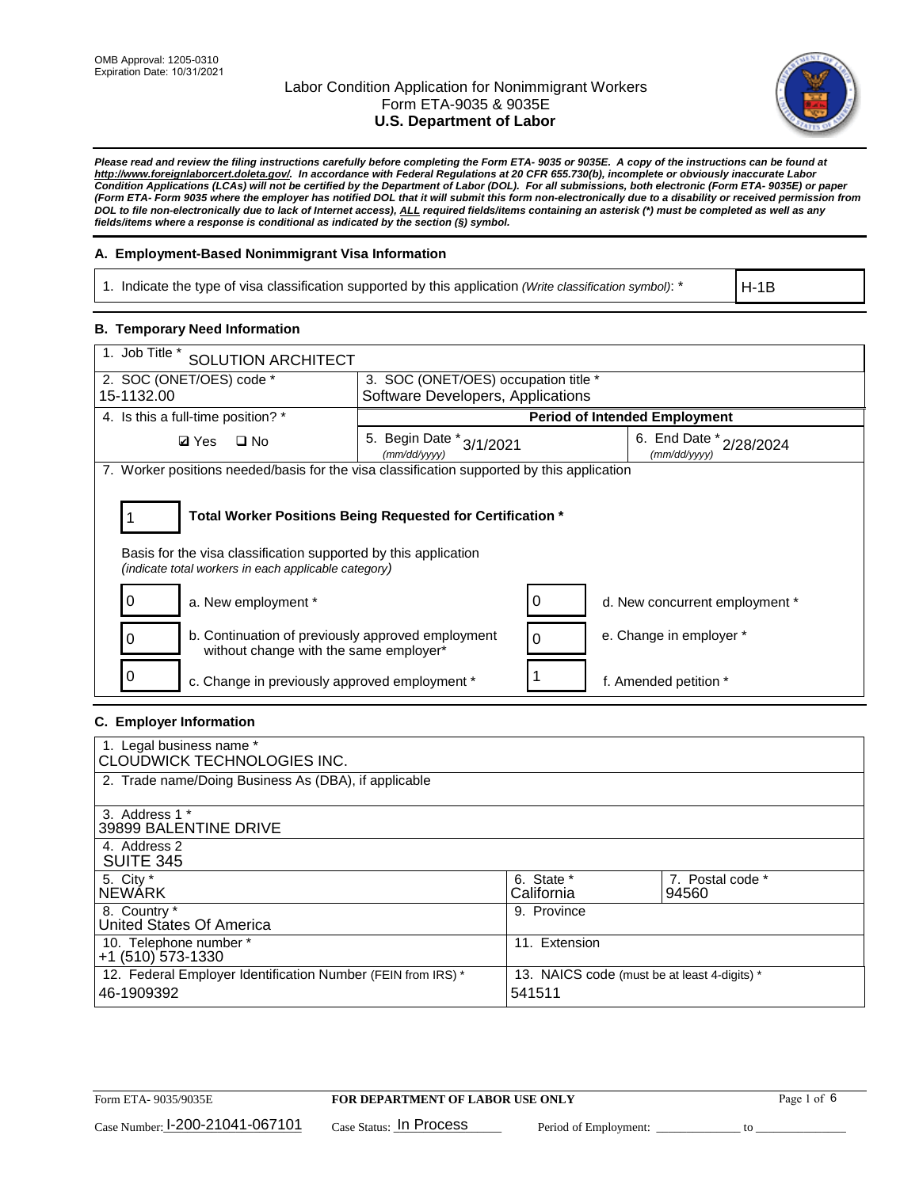OMB Approval: 1205-0310
Expiration Date: 10/31/2021

# Labor Condition Application for Nonimmigrant Workers
## Form ETA-9035 & 9035E
## U.S. Department of Labor

***Please read and review the filing instructions carefully before completing the Form ETA- 9035 or 9035E. A copy of the instructions can be found at http://www.foreignlaborcert.doleta.gov/. In accordance with Federal Regulations at 20 CFR 655.730(b), incomplete or obviously inaccurate Labor Condition Applications (LCAs) will not be certified by the Department of Labor (DOL). For all submissions, both electronic (Form ETA- 9035E) or paper (Form ETA- Form 9035 where the employer has notified DOL that it will submit this form non-electronically due to a disability or received permission from DOL to file non-electronically due to lack of Internet access), ALL required fields/items containing an asterisk (*) must be completed as well as any fields/items where a response is conditional as indicated by the section (§) symbol.***

### A. Employment-Based Nonimmigrant Visa Information

| 1. Indicate the type of visa classification supported by this application *(Write classification symbol)*: * | H-1B |
|---|---|

### B. Temporary Need Information

| 1. Job Title * SOLUTION ARCHITECT | | |
|---|---|---|
| 2. SOC (ONET/OES) code * 15-1132.00 | 3. SOC (ONET/OES) occupation title * Software Developers, Applications | |
| 4. Is this a full-time position? * | Period of Intended Employment | |
| ☑ Yes ☐ No | 5. Begin Date * (mm/dd/yyyy) 3/1/2021 | 6. End Date * (mm/dd/yyyy) 2/28/2024 |

7. Worker positions needed/basis for the visa classification supported by this application

**1** — **Total Worker Positions Being Requested for Certification ***

Basis for the visa classification supported by this application
*(indicate total workers in each applicable category)*

| Count | Category | Count | Category |
|---|---|---|---|
| 0 | a. New employment * | 0 | d. New concurrent employment * |
| 0 | b. Continuation of previously approved employment without change with the same employer* | 0 | e. Change in employer * |
| 0 | c. Change in previously approved employment * | 1 | f. Amended petition * |

### C. Employer Information

| 1. Legal business name * CLOUDWICK TECHNOLOGIES INC. | | |
|---|---|---|
| 2. Trade name/Doing Business As (DBA), if applicable | | |
| 3. Address 1 * 39899 BALENTINE DRIVE | | |
| 4. Address 2 SUITE 345 | | |
| 5. City * NEWARK | 6. State * California | 7. Postal code * 94560 |
| 8. Country * United States Of America | 9. Province | |
| 10. Telephone number * +1 (510) 573-1330 | 11. Extension | |
| 12. Federal Employer Identification Number (FEIN from IRS) * 46-1909392 | 13. NAICS code (must be at least 4-digits) * 541511 | |

Form ETA- 9035/9035E — **FOR DEPARTMENT OF LABOR USE ONLY**

Case Number: I-200-21041-067101 Case Status: In Process Period of Employment: _____________ to _____________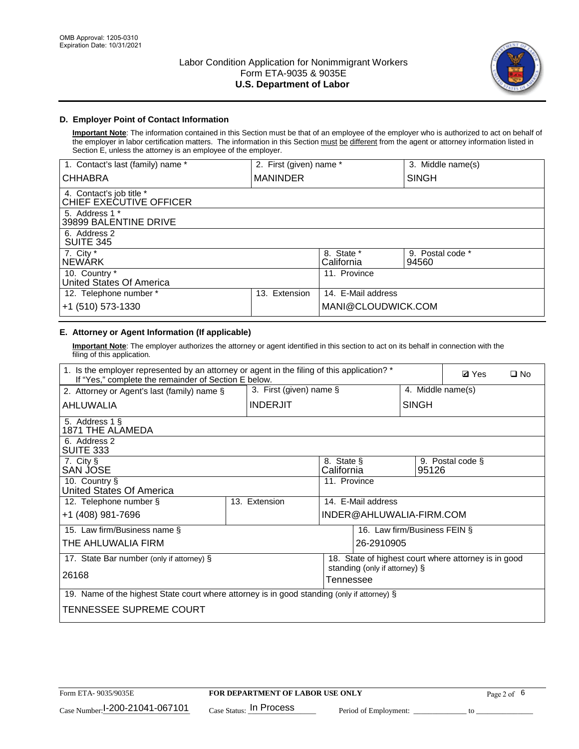## D. Employer Point of Contact Information

**Important Note**: The information contained in this Section must be that of an employee of the employer who is authorized to act on behalf of the employer in labor certification matters. The information in this Section must be different from the agent or attorney information listed in Section E, unless the attorney is an employee of the employer.

| 1. Contact's last (family) name * | 2. First (given) name * | 3. Middle name(s) |
|---|---|---|
| CHHABRA | MANINDER | SINGH |
| 4. Contact's job title * CHIEF EXECUTIVE OFFICER | | |
| 5. Address 1 * 39899 BALENTINE DRIVE | | |
| 6. Address 2 SUITE 345 | | |
| 7. City * NEWARK | 8. State * California | 9. Postal code * 94560 |
| 10. Country * United States Of America | 11. Province | |
| 12. Telephone number * +1 (510) 573-1330 | 13. Extension | 14. E-Mail address MANI@CLOUDWICK.COM |

## E. Attorney or Agent Information (If applicable)

**Important Note**: The employer authorizes the attorney or agent identified in this section to act on its behalf in connection with the filing of this application.

1. Is the employer represented by an attorney or agent in the filing of this application? * If "Yes," complete the remainder of Section E below. ☑ Yes ☐ No

| 2. Attorney or Agent's last (family) name § | 3. First (given) name § | 4. Middle name(s) |
|---|---|---|
| AHLUWALIA | INDERJIT | SINGH |
| 5. Address 1 § 1871 THE ALAMEDA | | |
| 6. Address 2 SUITE 333 | | |
| 7. City § SAN JOSE | 8. State § California | 9. Postal code § 95126 |
| 10. Country § United States Of America | 11. Province | |
| 12. Telephone number § +1 (408) 981-7696 | 13. Extension | 14. E-Mail address INDER@AHLUWALIA-FIRM.COM |
| 15. Law firm/Business name § THE AHLUWALIA FIRM | 16. Law firm/Business FEIN § 26-2910905 | |
| 17. State Bar number (only if attorney) § 26168 | 18. State of highest court where attorney is in good standing (only if attorney) § Tennessee | |
| 19. Name of the highest State court where attorney is in good standing (only if attorney) § TENNESSEE SUPREME COURT | | |

Form ETA- 9035/9035E | FOR DEPARTMENT OF LABOR USE ONLY

Case Number: I-200-21041-067101 Case Status: In Process Period of Employment: _____________ to _____________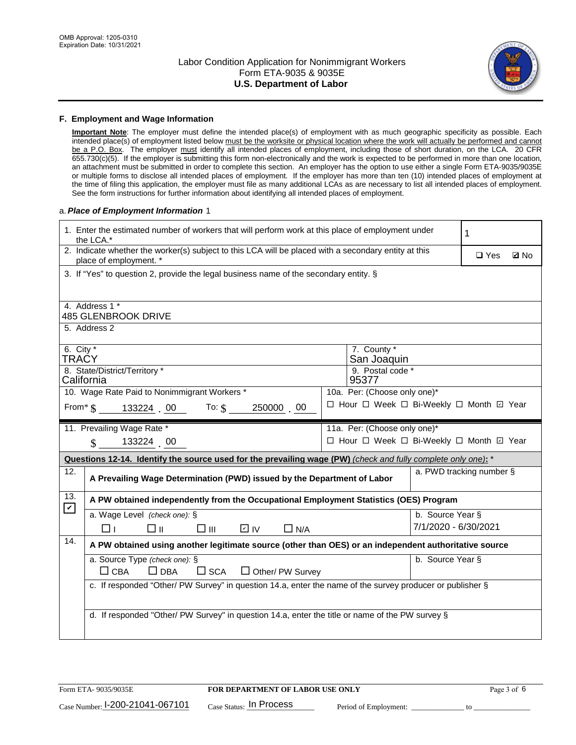## F. Employment and Wage Information

**Important Note**: The employer must define the intended place(s) of employment with as much geographic specificity as possible. Each intended place(s) of employment listed below must be the worksite or physical location where the work will actually be performed and cannot be a P.O. Box. The employer must identify all intended places of employment, including those of short duration, on the LCA. 20 CFR 655.730(c)(5). If the employer is submitting this form non-electronically and the work is expected to be performed in more than one location, an attachment must be submitted in order to complete this section. An employer has the option to use either a single Form ETA-9035/9035E or multiple forms to disclose all intended places of employment. If the employer has more than ten (10) intended places of employment at the time of filing this application, the employer must file as many additional LCAs as are necessary to list all intended places of employment. See the form instructions for further information about identifying all intended places of employment.

a. ***Place of Employment Information*** 1

| | |
|---|---|
| 1. Enter the estimated number of workers that will perform work at this place of employment under the LCA.* | 1 |
| 2. Indicate whether the worker(s) subject to this LCA will be placed with a secondary entity at this place of employment. * | ☐ Yes ☑ No |
| 3. If "Yes" to question 2, provide the legal business name of the secondary entity. § | |
| 4. Address 1 * 485 GLENBROOK DRIVE | |
| 5. Address 2 | |
| 6. City * TRACY | 7. County * San Joaquin |
| 8. State/District/Territory * California | 9. Postal code * 95377 |
| 10. Wage Rate Paid to Nonimmigrant Workers * From* $ 133224 . 00 To: $ 250000 . 00 | 10a. Per: (Choose only one)* ☐ Hour ☐ Week ☐ Bi-Weekly ☐ Month ☑ Year |
| 11. Prevailing Wage Rate * $ 133224 . 00 | 11a. Per: (Choose only one)* ☐ Hour ☐ Week ☐ Bi-Weekly ☐ Month ☑ Year |

**Questions 12-14. Identify the source used for the prevailing wage (PW)** *(check and fully complete only one)*: *

| | | |
|---|---|---|
| 12. | A Prevailing Wage Determination (PWD) issued by the Department of Labor | a. PWD tracking number § |
| 13. ☑ | A PW obtained independently from the Occupational Employment Statistics (OES) Program | |
| | a. Wage Level *(check one)*: § ☐ I ☐ II ☐ III ☑ IV ☐ N/A | b. Source Year § 7/1/2020 - 6/30/2021 |
| 14. | A PW obtained using another legitimate source (other than OES) or an independent authoritative source | |
| | a. Source Type *(check one)*: § ☐ CBA ☐ DBA ☐ SCA ☐ Other/ PW Survey | b. Source Year § |
| | c. If responded "Other/ PW Survey" in question 14.a, enter the name of the survey producer or publisher § | |
| | d. If responded "Other/ PW Survey" in question 14.a, enter the title or name of the PW survey § | |

Form ETA- 9035/9035E **FOR DEPARTMENT OF LABOR USE ONLY**

Case Number: I-200-21041-067101 Case Status: In Process Period of Employment: _____________ to _____________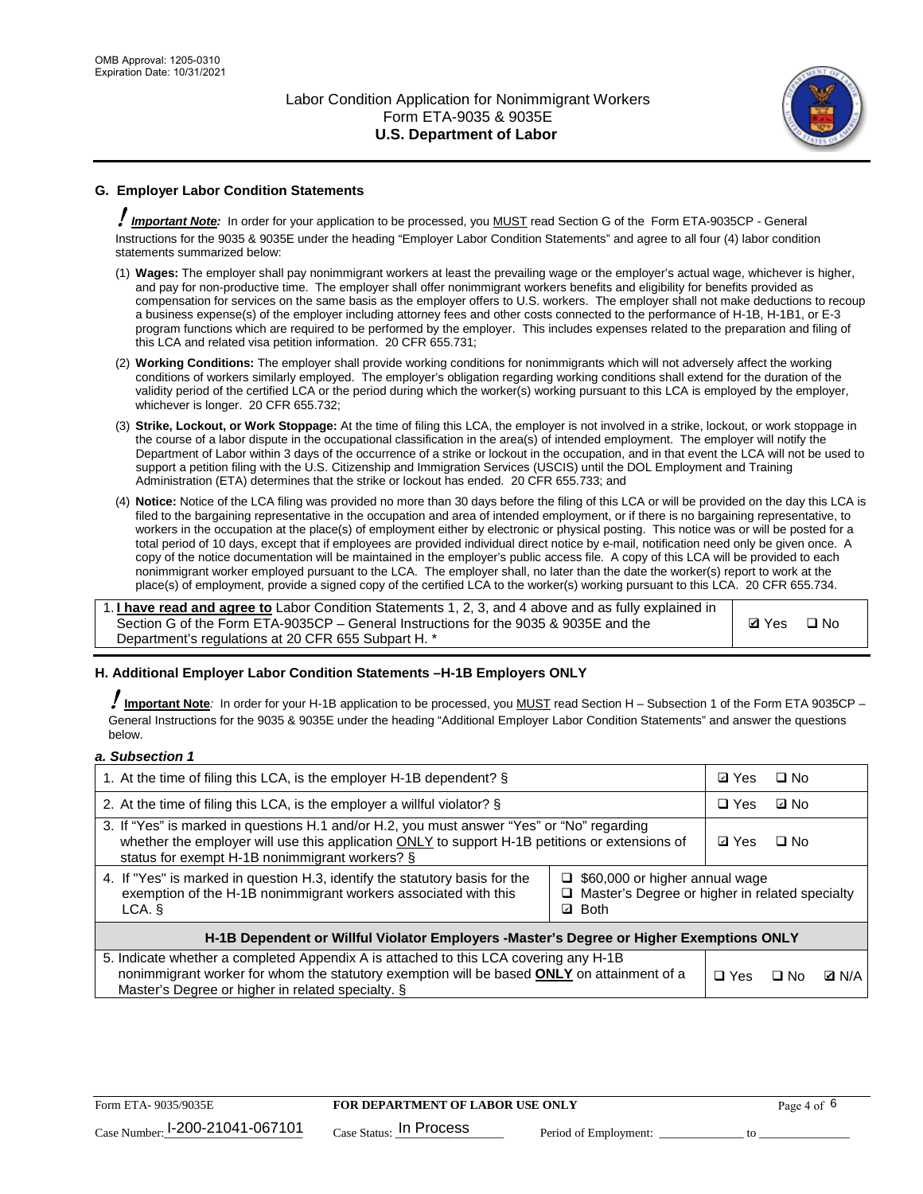## G. Employer Labor Condition Statements

! ***Important Note:*** In order for your application to be processed, you MUST read Section G of the Form ETA-9035CP - General Instructions for the 9035 & 9035E under the heading "Employer Labor Condition Statements" and agree to all four (4) labor condition statements summarized below:

(1) **Wages:** The employer shall pay nonimmigrant workers at least the prevailing wage or the employer's actual wage, whichever is higher, and pay for non-productive time. The employer shall offer nonimmigrant workers benefits and eligibility for benefits provided as compensation for services on the same basis as the employer offers to U.S. workers. The employer shall not make deductions to recoup a business expense(s) of the employer including attorney fees and other costs connected to the performance of H-1B, H-1B1, or E-3 program functions which are required to be performed by the employer. This includes expenses related to the preparation and filing of this LCA and related visa petition information. 20 CFR 655.731;

(2) **Working Conditions:** The employer shall provide working conditions for nonimmigrants which will not adversely affect the working conditions of workers similarly employed. The employer's obligation regarding working conditions shall extend for the duration of the validity period of the certified LCA or the period during which the worker(s) working pursuant to this LCA is employed by the employer, whichever is longer. 20 CFR 655.732;

(3) **Strike, Lockout, or Work Stoppage:** At the time of filing this LCA, the employer is not involved in a strike, lockout, or work stoppage in the course of a labor dispute in the occupational classification in the area(s) of intended employment. The employer will notify the Department of Labor within 3 days of the occurrence of a strike or lockout in the occupation, and in that event the LCA will not be used to support a petition filing with the U.S. Citizenship and Immigration Services (USCIS) until the DOL Employment and Training Administration (ETA) determines that the strike or lockout has ended. 20 CFR 655.733; and

(4) **Notice:** Notice of the LCA filing was provided no more than 30 days before the filing of this LCA or will be provided on the day this LCA is filed to the bargaining representative in the occupation and area of intended employment, or if there is no bargaining representative, to workers in the occupation at the place(s) of employment either by electronic or physical posting. This notice was or will be posted for a total period of 10 days, except that if employees are provided individual direct notice by e-mail, notification need only be given once. A copy of the notice documentation will be maintained in the employer's public access file. A copy of this LCA will be provided to each nonimmigrant worker employed pursuant to the LCA. The employer shall, no later than the date the worker(s) report to work at the place(s) of employment, provide a signed copy of the certified LCA to the worker(s) working pursuant to this LCA. 20 CFR 655.734.

| | |
|---|---|
| 1. **I have read and agree to** Labor Condition Statements 1, 2, 3, and 4 above and as fully explained in Section G of the Form ETA-9035CP – General Instructions for the 9035 & 9035E and the Department's regulations at 20 CFR 655 Subpart H. * | ☑ Yes ☐ No |

## H. Additional Employer Labor Condition Statements –H-1B Employers ONLY

! **Important Note**: In order for your H-1B application to be processed, you MUST read Section H – Subsection 1 of the Form ETA 9035CP – General Instructions for the 9035 & 9035E under the heading "Additional Employer Labor Condition Statements" and answer the questions below.

### *a. Subsection 1*

| | |
|---|---|
| 1. At the time of filing this LCA, is the employer H-1B dependent? § | ☑ Yes ☐ No |
| 2. At the time of filing this LCA, is the employer a willful violator? § | ☐ Yes ☑ No |
| 3. If "Yes" is marked in questions H.1 and/or H.2, you must answer "Yes" or "No" regarding whether the employer will use this application ONLY to support H-1B petitions or extensions of status for exempt H-1B nonimmigrant workers? § | ☑ Yes ☐ No |
| 4. If "Yes" is marked in question H.3, identify the statutory basis for the exemption of the H-1B nonimmigrant workers associated with this LCA. § | ☐ $60,000 or higher annual wage<br>☐ Master's Degree or higher in related specialty<br>☑ Both |
| **H-1B Dependent or Willful Violator Employers -Master's Degree or Higher Exemptions ONLY** | |
| 5. Indicate whether a completed Appendix A is attached to this LCA covering any H-1B nonimmigrant worker for whom the statutory exemption will be based **ONLY** on attainment of a Master's Degree or higher in related specialty. § | ☐ Yes ☐ No ☑ N/A |

Form ETA- 9035/9035E | **FOR DEPARTMENT OF LABOR USE ONLY**

Case Number: I-200-21041-067101 Case Status: In Process Period of Employment: _____________ to _____________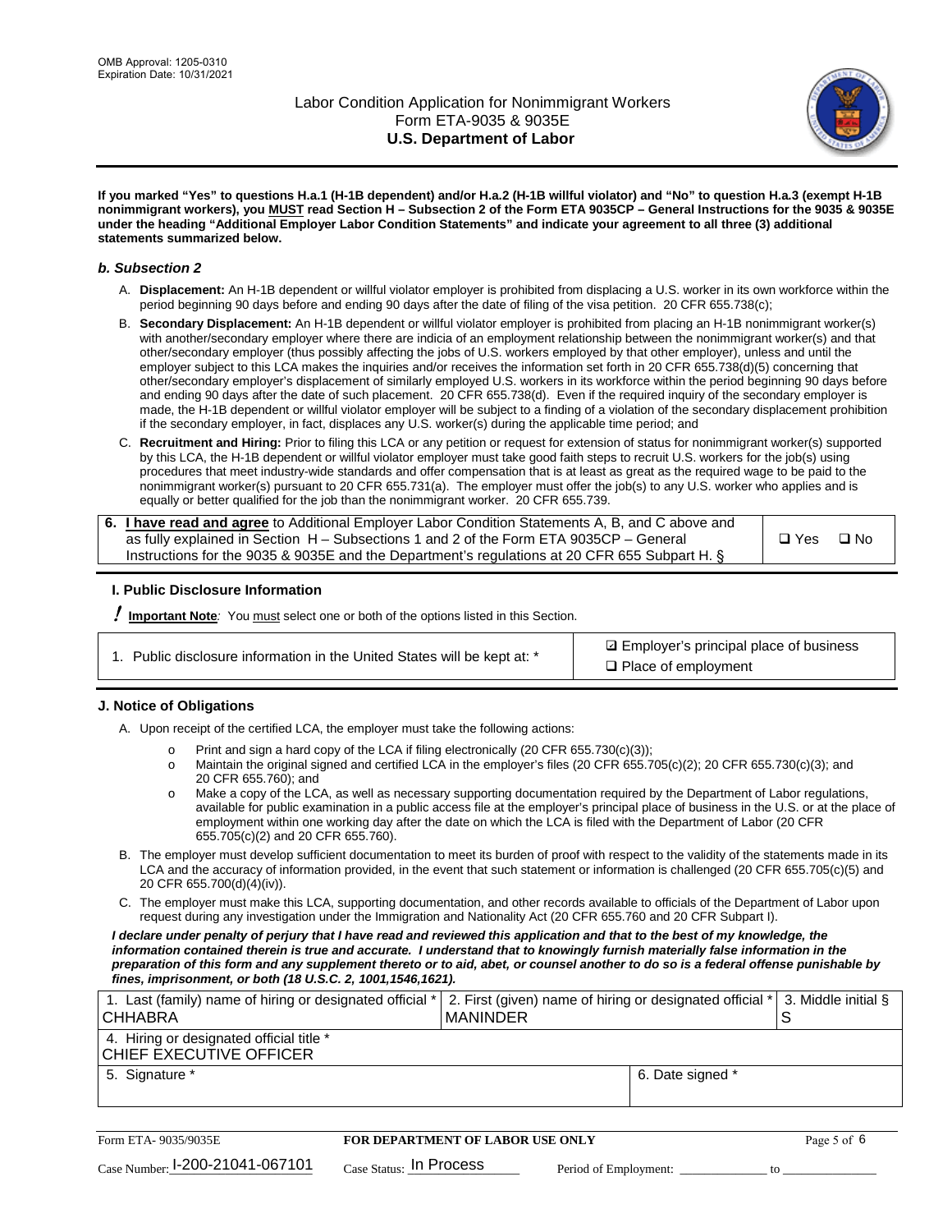**If you marked "Yes" to questions H.a.1 (H-1B dependent) and/or H.a.2 (H-1B willful violator) and "No" to question H.a.3 (exempt H-1B nonimmigrant workers), you MUST read Section H – Subsection 2 of the Form ETA 9035CP – General Instructions for the 9035 & 9035E under the heading "Additional Employer Labor Condition Statements" and indicate your agreement to all three (3) additional statements summarized below.**

### *b. Subsection 2*

A. **Displacement:** An H-1B dependent or willful violator employer is prohibited from displacing a U.S. worker in its own workforce within the period beginning 90 days before and ending 90 days after the date of filing of the visa petition. 20 CFR 655.738(c);

B. **Secondary Displacement:** An H-1B dependent or willful violator employer is prohibited from placing an H-1B nonimmigrant worker(s) with another/secondary employer where there are indicia of an employment relationship between the nonimmigrant worker(s) and that other/secondary employer (thus possibly affecting the jobs of U.S. workers employed by that other employer), unless and until the employer subject to this LCA makes the inquiries and/or receives the information set forth in 20 CFR 655.738(d)(5) concerning that other/secondary employer's displacement of similarly employed U.S. workers in its workforce within the period beginning 90 days before and ending 90 days after the date of such placement. 20 CFR 655.738(d). Even if the required inquiry of the secondary employer is made, the H-1B dependent or willful violator employer will be subject to a finding of a violation of the secondary displacement prohibition if the secondary employer, in fact, displaces any U.S. worker(s) during the applicable time period; and

C. **Recruitment and Hiring:** Prior to filing this LCA or any petition or request for extension of status for nonimmigrant worker(s) supported by this LCA, the H-1B dependent or willful violator employer must take good faith steps to recruit U.S. workers for the job(s) using procedures that meet industry-wide standards and offer compensation that is at least as great as the required wage to be paid to the nonimmigrant worker(s) pursuant to 20 CFR 655.731(a). The employer must offer the job(s) to any U.S. worker who applies and is equally or better qualified for the job than the nonimmigrant worker. 20 CFR 655.739.

| 6. **I have read and agree** to Additional Employer Labor Condition Statements A, B, and C above and as fully explained in Section H – Subsections 1 and 2 of the Form ETA 9035CP – General Instructions for the 9035 & 9035E and the Department's regulations at 20 CFR 655 Subpart H. § | ❑ Yes ❑ No |
|---|---|

### I. Public Disclosure Information

**! Important Note***:* You must select one or both of the options listed in this Section.

| 1. Public disclosure information in the United States will be kept at: * | ☑ Employer's principal place of business<br>❑ Place of employment |
|---|---|

### J. Notice of Obligations

A. Upon receipt of the certified LCA, the employer must take the following actions:

- o Print and sign a hard copy of the LCA if filing electronically (20 CFR 655.730(c)(3));
- o Maintain the original signed and certified LCA in the employer's files (20 CFR 655.705(c)(2); 20 CFR 655.730(c)(3); and 20 CFR 655.760); and
- o Make a copy of the LCA, as well as necessary supporting documentation required by the Department of Labor regulations, available for public examination in a public access file at the employer's principal place of business in the U.S. or at the place of employment within one working day after the date on which the LCA is filed with the Department of Labor (20 CFR 655.705(c)(2) and 20 CFR 655.760).

B. The employer must develop sufficient documentation to meet its burden of proof with respect to the validity of the statements made in its LCA and the accuracy of information provided, in the event that such statement or information is challenged (20 CFR 655.705(c)(5) and 20 CFR 655.700(d)(4)(iv)).

C. The employer must make this LCA, supporting documentation, and other records available to officials of the Department of Labor upon request during any investigation under the Immigration and Nationality Act (20 CFR 655.760 and 20 CFR Subpart I).

***I declare under penalty of perjury that I have read and reviewed this application and that to the best of my knowledge, the information contained therein is true and accurate. I understand that to knowingly furnish materially false information in the preparation of this form and any supplement thereto or to aid, abet, or counsel another to do so is a federal offense punishable by fines, imprisonment, or both (18 U.S.C. 2, 1001,1546,1621).***

| 1. Last (family) name of hiring or designated official *<br>CHHABRA | 2. First (given) name of hiring or designated official *<br>MANINDER | 3. Middle initial §<br>S |
|---|---|---|
| 4. Hiring or designated official title *<br>CHIEF EXECUTIVE OFFICER | | |
| 5. Signature * | 6. Date signed * | |

| Form ETA- 9035/9035E | FOR DEPARTMENT OF LABOR USE ONLY | |
|---|---|---|
| Case Number: I-200-21041-067101 | Case Status: In Process | Period of Employment: _____________ to _____________ |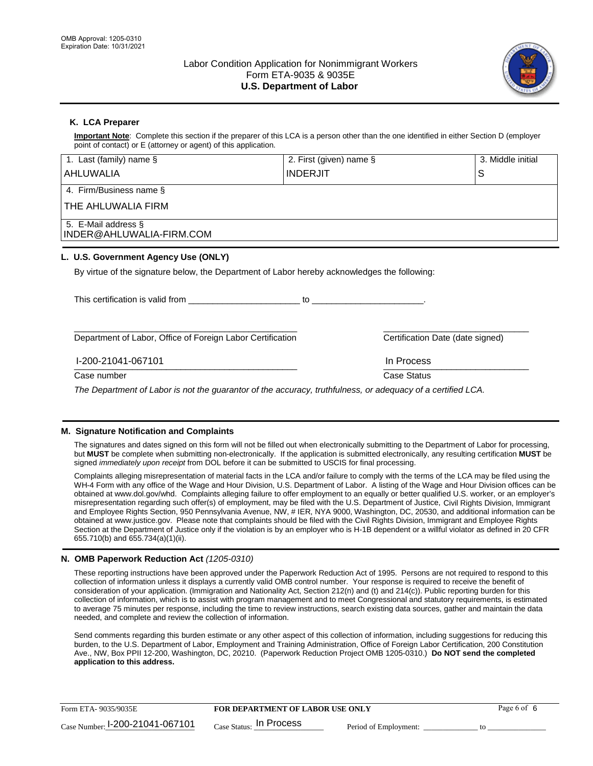OMB Approval: 1205-0310
Expiration Date: 10/31/2021

# Labor Condition Application for Nonimmigrant Workers
# Form ETA-9035 & 9035E
# U.S. Department of Labor

## K. LCA Preparer

**Important Note**: Complete this section if the preparer of this LCA is a person other than the one identified in either Section D (employer point of contact) or E (attorney or agent) of this application.

| 1. Last (family) name § | 2. First (given) name § | 3. Middle initial |
|---|---|---|
| AHLUWALIA | INDERJIT | S |
| 4. Firm/Business name § | | |
| THE AHLUWALIA FIRM | | |
| 5. E-Mail address § | | |
| INDER@AHLUWALIA-FIRM.COM | | |

## L. U.S. Government Agency Use (ONLY)

By virtue of the signature below, the Department of Labor hereby acknowledges the following:

This certification is valid from _______________________ to _______________________.

_______________________________________________ Department of Labor, Office of Foreign Labor Certification

_______________________________ Certification Date (date signed)

I-200-21041-067101
Case number

In Process
Case Status

*The Department of Labor is not the guarantor of the accuracy, truthfulness, or adequacy of a certified LCA.*

## M. Signature Notification and Complaints

The signatures and dates signed on this form will not be filled out when electronically submitting to the Department of Labor for processing, but **MUST** be complete when submitting non-electronically. If the application is submitted electronically, any resulting certification **MUST** be signed *immediately upon receipt* from DOL before it can be submitted to USCIS for final processing.

Complaints alleging misrepresentation of material facts in the LCA and/or failure to comply with the terms of the LCA may be filed using the WH-4 Form with any office of the Wage and Hour Division, U.S. Department of Labor. A listing of the Wage and Hour Division offices can be obtained at www.dol.gov/whd. Complaints alleging failure to offer employment to an equally or better qualified U.S. worker, or an employer's misrepresentation regarding such offer(s) of employment, may be filed with the U.S. Department of Justice, Civil Rights Division, Immigrant and Employee Rights Section, 950 Pennsylvania Avenue, NW, # IER, NYA 9000, Washington, DC, 20530, and additional information can be obtained at www.justice.gov. Please note that complaints should be filed with the Civil Rights Division, Immigrant and Employee Rights Section at the Department of Justice only if the violation is by an employer who is H-1B dependent or a willful violator as defined in 20 CFR 655.710(b) and 655.734(a)(1)(ii).

## N. OMB Paperwork Reduction Act *(1205-0310)*

These reporting instructions have been approved under the Paperwork Reduction Act of 1995. Persons are not required to respond to this collection of information unless it displays a currently valid OMB control number. Your response is required to receive the benefit of consideration of your application. (Immigration and Nationality Act, Section 212(n) and (t) and 214(c)). Public reporting burden for this collection of information, which is to assist with program management and to meet Congressional and statutory requirements, is estimated to average 75 minutes per response, including the time to review instructions, search existing data sources, gather and maintain the data needed, and complete and review the collection of information.

Send comments regarding this burden estimate or any other aspect of this collection of information, including suggestions for reducing this burden, to the U.S. Department of Labor, Employment and Training Administration, Office of Foreign Labor Certification, 200 Constitution Ave., NW, Box PPII 12-200, Washington, DC, 20210. (Paperwork Reduction Project OMB 1205-0310.) **Do NOT send the completed application to this address.**